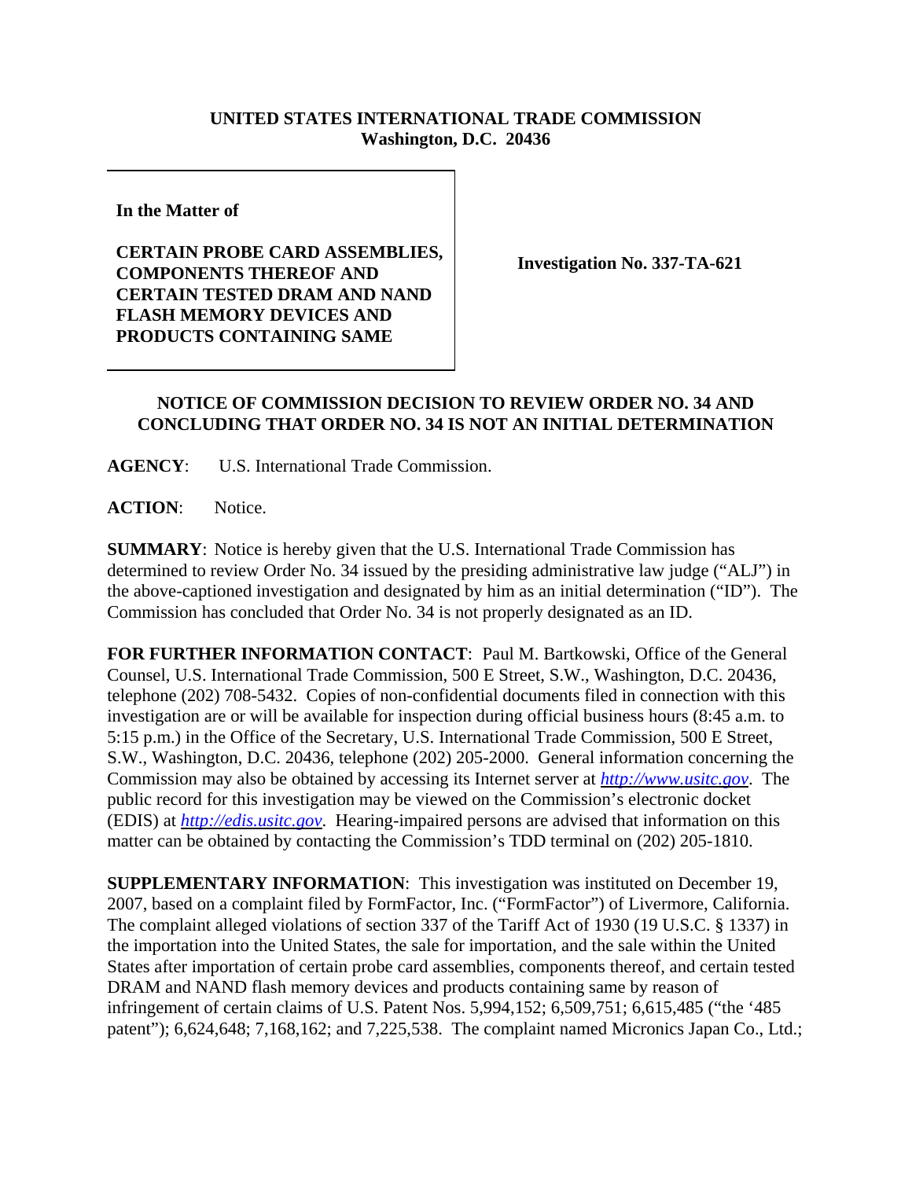**UNITED STATES INTERNATIONAL TRADE COMMISSION**
**Washington, D.C. 20436**

**In the Matter of**

**CERTAIN PROBE CARD ASSEMBLIES, COMPONENTS THEREOF AND CERTAIN TESTED DRAM AND NAND FLASH MEMORY DEVICES AND PRODUCTS CONTAINING SAME**

**Investigation No. 337-TA-621**

**NOTICE OF COMMISSION DECISION TO REVIEW ORDER NO. 34 AND CONCLUDING THAT ORDER NO. 34 IS NOT AN INITIAL DETERMINATION**

**AGENCY**: U.S. International Trade Commission.

**ACTION**: Notice.

**SUMMARY**: Notice is hereby given that the U.S. International Trade Commission has determined to review Order No. 34 issued by the presiding administrative law judge ("ALJ") in the above-captioned investigation and designated by him as an initial determination ("ID"). The Commission has concluded that Order No. 34 is not properly designated as an ID.

**FOR FURTHER INFORMATION CONTACT**: Paul M. Bartkowski, Office of the General Counsel, U.S. International Trade Commission, 500 E Street, S.W., Washington, D.C. 20436, telephone (202) 708-5432. Copies of non-confidential documents filed in connection with this investigation are or will be available for inspection during official business hours (8:45 a.m. to 5:15 p.m.) in the Office of the Secretary, U.S. International Trade Commission, 500 E Street, S.W., Washington, D.C. 20436, telephone (202) 205-2000. General information concerning the Commission may also be obtained by accessing its Internet server at *http://www.usitc.gov*. The public record for this investigation may be viewed on the Commission's electronic docket (EDIS) at *http://edis.usitc.gov*. Hearing-impaired persons are advised that information on this matter can be obtained by contacting the Commission's TDD terminal on (202) 205-1810.

**SUPPLEMENTARY INFORMATION**: This investigation was instituted on December 19, 2007, based on a complaint filed by FormFactor, Inc. ("FormFactor") of Livermore, California. The complaint alleged violations of section 337 of the Tariff Act of 1930 (19 U.S.C. § 1337) in the importation into the United States, the sale for importation, and the sale within the United States after importation of certain probe card assemblies, components thereof, and certain tested DRAM and NAND flash memory devices and products containing same by reason of infringement of certain claims of U.S. Patent Nos. 5,994,152; 6,509,751; 6,615,485 ("the '485 patent"); 6,624,648; 7,168,162; and 7,225,538. The complaint named Micronics Japan Co., Ltd.;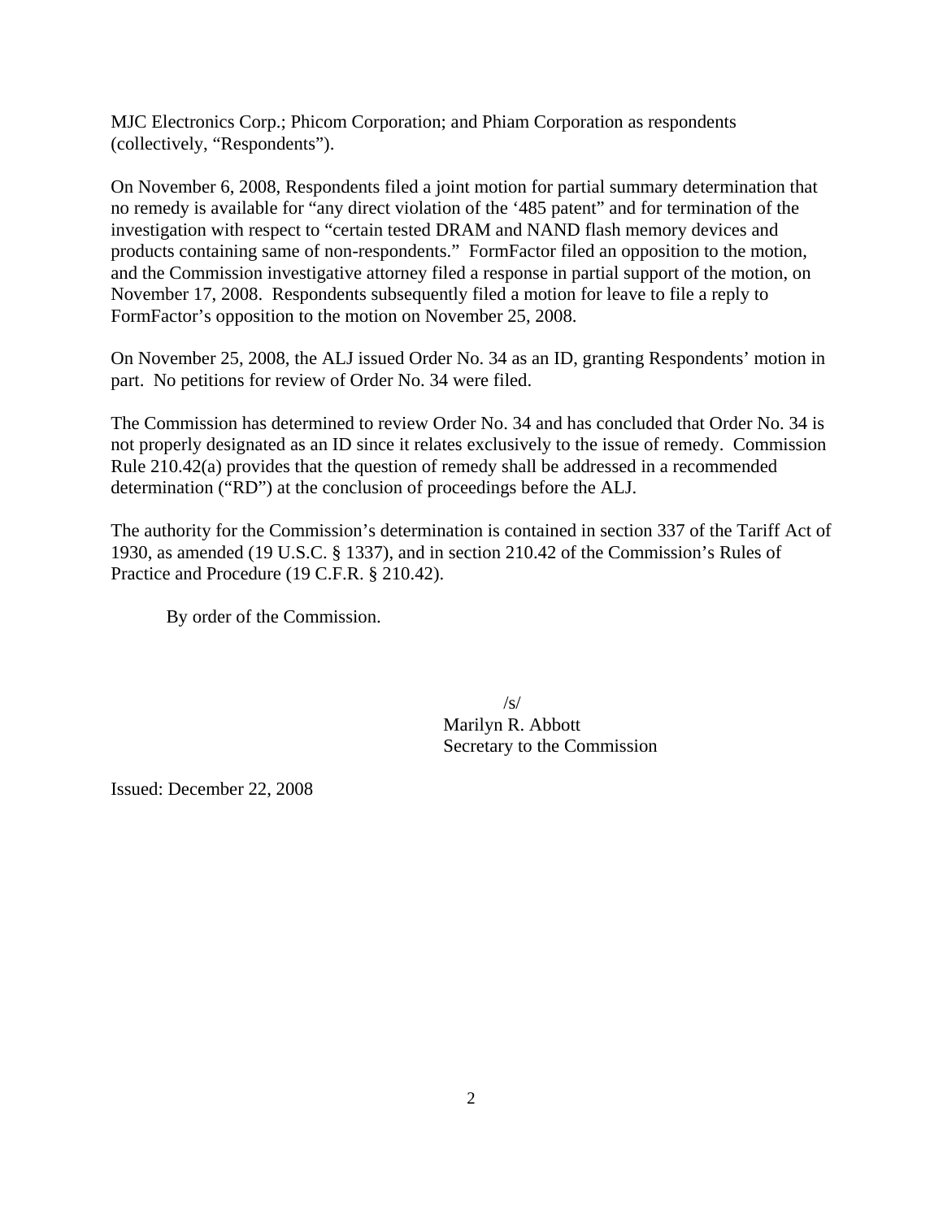MJC Electronics Corp.; Phicom Corporation; and Phiam Corporation as respondents (collectively, "Respondents").

On November 6, 2008, Respondents filed a joint motion for partial summary determination that no remedy is available for "any direct violation of the '485 patent" and for termination of the investigation with respect to "certain tested DRAM and NAND flash memory devices and products containing same of non-respondents." FormFactor filed an opposition to the motion, and the Commission investigative attorney filed a response in partial support of the motion, on November 17, 2008. Respondents subsequently filed a motion for leave to file a reply to FormFactor's opposition to the motion on November 25, 2008.

On November 25, 2008, the ALJ issued Order No. 34 as an ID, granting Respondents' motion in part. No petitions for review of Order No. 34 were filed.

The Commission has determined to review Order No. 34 and has concluded that Order No. 34 is not properly designated as an ID since it relates exclusively to the issue of remedy. Commission Rule 210.42(a) provides that the question of remedy shall be addressed in a recommended determination ("RD") at the conclusion of proceedings before the ALJ.

The authority for the Commission's determination is contained in section 337 of the Tariff Act of 1930, as amended (19 U.S.C. § 1337), and in section 210.42 of the Commission's Rules of Practice and Procedure (19 C.F.R. § 210.42).

By order of the Commission.

/s/
Marilyn R. Abbott
Secretary to the Commission

Issued: December 22, 2008